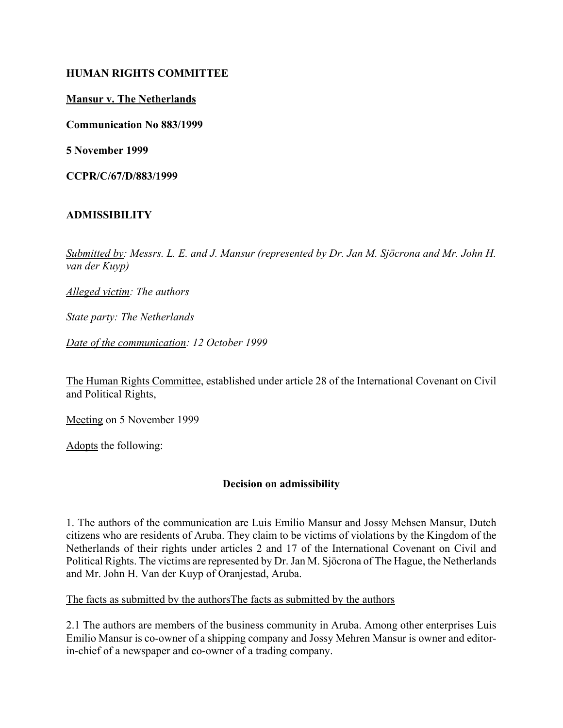**HUMAN RIGHTS COMMITTEE**

**Mansur v. The Netherlands**

**Communication No 883/1999**

**5 November 1999**

**CCPR/C/67/D/883/1999**

**ADMISSIBILITY**

*Submitted by: Messrs. L. E. and J. Mansur (represented by Dr. Jan M. Sjöcrona and Mr. John H. van der Kuyp)*

*Alleged victim: The authors*

*State party: The Netherlands*

*Date of the communication: 12 October 1999*

The Human Rights Committee, established under article 28 of the International Covenant on Civil and Political Rights,

Meeting on 5 November 1999

Adopts the following:

**Decision on admissibility**

1. The authors of the communication are Luis Emilio Mansur and Jossy Mehsen Mansur, Dutch citizens who are residents of Aruba. They claim to be victims of violations by the Kingdom of the Netherlands of their rights under articles 2 and 17 of the International Covenant on Civil and Political Rights. The victims are represented by Dr. Jan M. Sjöcrona of The Hague, the Netherlands and Mr. John H. Van der Kuyp of Oranjestad, Aruba.

The facts as submitted by the authorsThe facts as submitted by the authors

2.1 The authors are members of the business community in Aruba. Among other enterprises Luis Emilio Mansur is co-owner of a shipping company and Jossy Mehren Mansur is owner and editor-in-chief of a newspaper and co-owner of a trading company.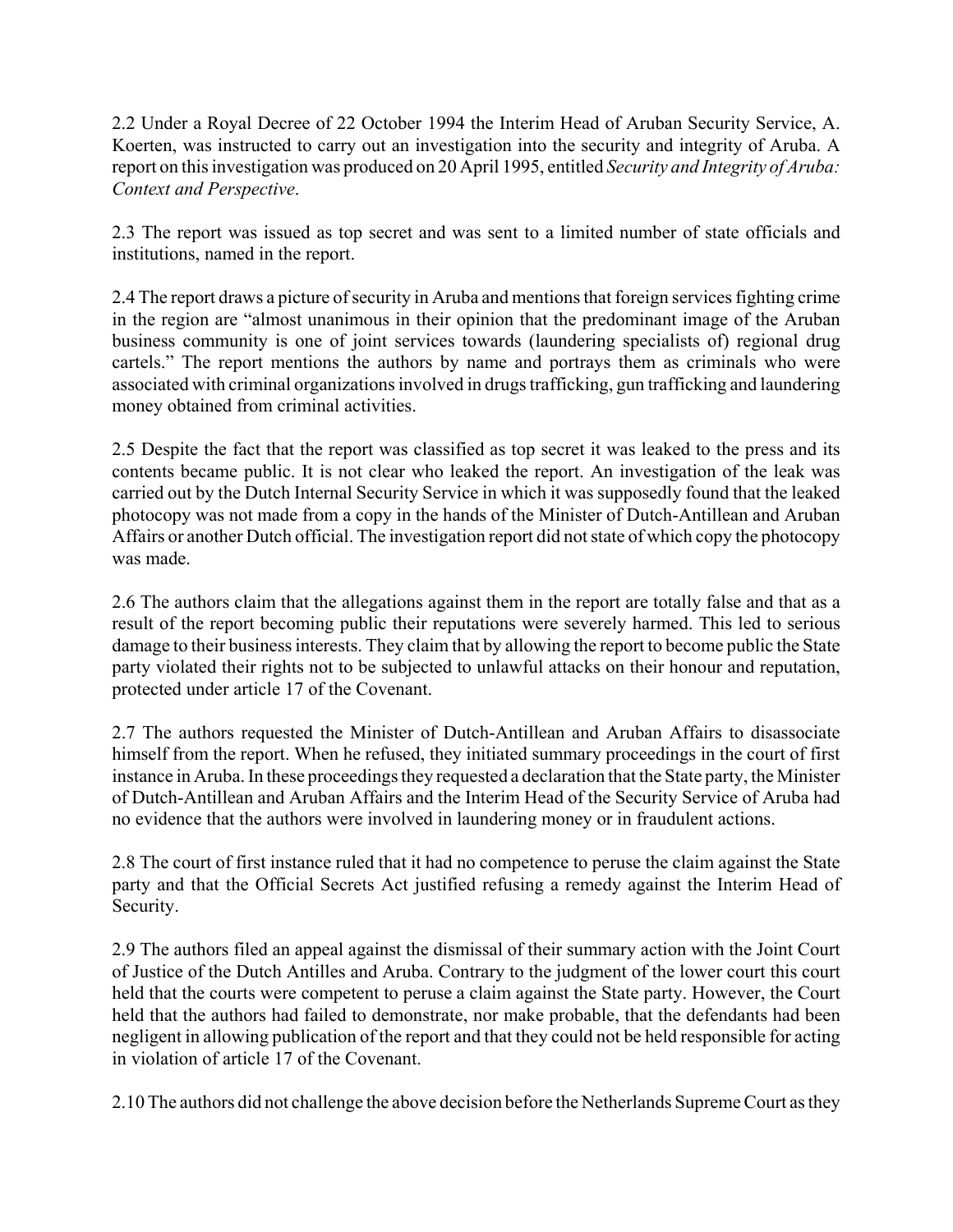2.2 Under a Royal Decree of 22 October 1994 the Interim Head of Aruban Security Service, A. Koerten, was instructed to carry out an investigation into the security and integrity of Aruba. A report on this investigation was produced on 20 April 1995, entitled *Security and Integrity of Aruba: Context and Perspective*.

2.3 The report was issued as top secret and was sent to a limited number of state officials and institutions, named in the report.

2.4 The report draws a picture of security in Aruba and mentions that foreign services fighting crime in the region are "almost unanimous in their opinion that the predominant image of the Aruban business community is one of joint services towards (laundering specialists of) regional drug cartels." The report mentions the authors by name and portrays them as criminals who were associated with criminal organizations involved in drugs trafficking, gun trafficking and laundering money obtained from criminal activities.

2.5 Despite the fact that the report was classified as top secret it was leaked to the press and its contents became public. It is not clear who leaked the report. An investigation of the leak was carried out by the Dutch Internal Security Service in which it was supposedly found that the leaked photocopy was not made from a copy in the hands of the Minister of Dutch-Antillean and Aruban Affairs or another Dutch official. The investigation report did not state of which copy the photocopy was made.

2.6 The authors claim that the allegations against them in the report are totally false and that as a result of the report becoming public their reputations were severely harmed. This led to serious damage to their business interests. They claim that by allowing the report to become public the State party violated their rights not to be subjected to unlawful attacks on their honour and reputation, protected under article 17 of the Covenant.

2.7 The authors requested the Minister of Dutch-Antillean and Aruban Affairs to disassociate himself from the report. When he refused, they initiated summary proceedings in the court of first instance in Aruba. In these proceedings they requested a declaration that the State party, the Minister of Dutch-Antillean and Aruban Affairs and the Interim Head of the Security Service of Aruba had no evidence that the authors were involved in laundering money or in fraudulent actions.

2.8 The court of first instance ruled that it had no competence to peruse the claim against the State party and that the Official Secrets Act justified refusing a remedy against the Interim Head of Security.

2.9 The authors filed an appeal against the dismissal of their summary action with the Joint Court of Justice of the Dutch Antilles and Aruba. Contrary to the judgment of the lower court this court held that the courts were competent to peruse a claim against the State party. However, the Court held that the authors had failed to demonstrate, nor make probable, that the defendants had been negligent in allowing publication of the report and that they could not be held responsible for acting in violation of article 17 of the Covenant.

2.10 The authors did not challenge the above decision before the Netherlands Supreme Court as they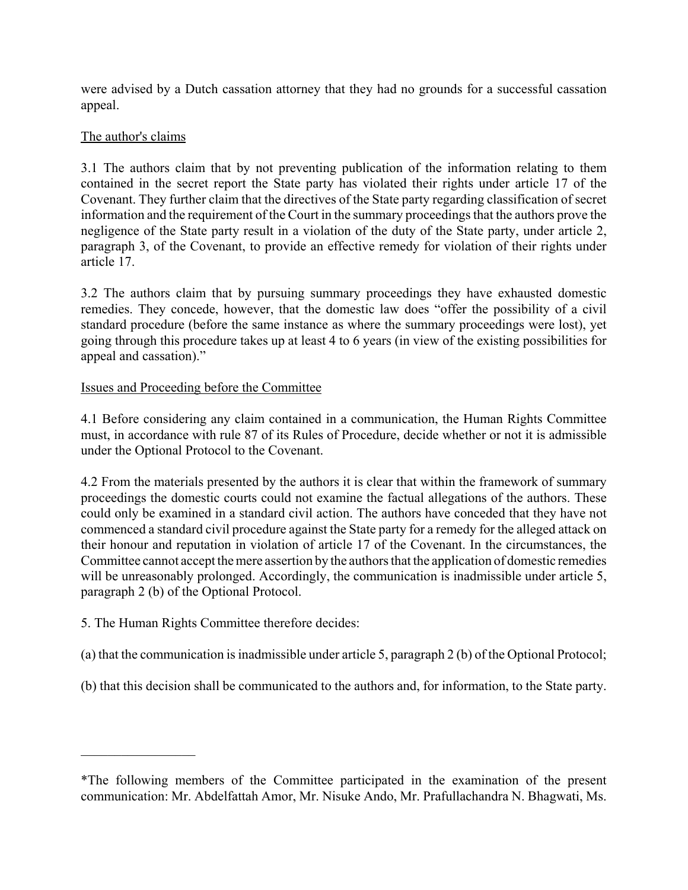were advised by a Dutch cassation attorney that they had no grounds for a successful cassation appeal.

The author's claims

3.1 The authors claim that by not preventing publication of the information relating to them contained in the secret report the State party has violated their rights under article 17 of the Covenant. They further claim that the directives of the State party regarding classification of secret information and the requirement of the Court in the summary proceedings that the authors prove the negligence of the State party result in a violation of the duty of the State party, under article 2, paragraph 3, of the Covenant, to provide an effective remedy for violation of their rights under article 17.

3.2 The authors claim that by pursuing summary proceedings they have exhausted domestic remedies. They concede, however, that the domestic law does "offer the possibility of a civil standard procedure (before the same instance as where the summary proceedings were lost), yet going through this procedure takes up at least 4 to 6 years (in view of the existing possibilities for appeal and cassation)."

Issues and Proceeding before the Committee

4.1 Before considering any claim contained in a communication, the Human Rights Committee must, in accordance with rule 87 of its Rules of Procedure, decide whether or not it is admissible under the Optional Protocol to the Covenant.

4.2 From the materials presented by the authors it is clear that within the framework of summary proceedings the domestic courts could not examine the factual allegations of the authors. These could only be examined in a standard civil action. The authors have conceded that they have not commenced a standard civil procedure against the State party for a remedy for the alleged attack on their honour and reputation in violation of article 17 of the Covenant. In the circumstances, the Committee cannot accept the mere assertion by the authors that the application of domestic remedies will be unreasonably prolonged. Accordingly, the communication is inadmissible under article 5, paragraph 2 (b) of the Optional Protocol.

5. The Human Rights Committee therefore decides:

(a) that the communication is inadmissible under article 5, paragraph 2 (b) of the Optional Protocol;

(b) that this decision shall be communicated to the authors and, for information, to the State party.

---

*The following members of the Committee participated in the examination of the present communication: Mr. Abdelfattah Amor, Mr. Nisuke Ando, Mr. Prafullachandra N. Bhagwati, Ms.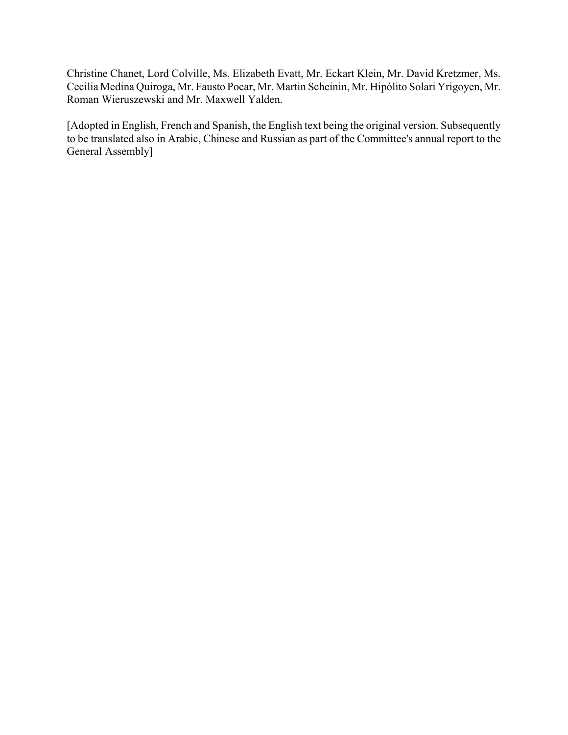Christine Chanet, Lord Colville, Ms. Elizabeth Evatt, Mr. Eckart Klein, Mr. David Kretzmer, Ms. Cecilia Medina Quiroga, Mr. Fausto Pocar, Mr. Martin Scheinin, Mr. Hipólito Solari Yrigoyen, Mr. Roman Wieruszewski and Mr. Maxwell Yalden.

[Adopted in English, French and Spanish, the English text being the original version. Subsequently to be translated also in Arabic, Chinese and Russian as part of the Committee's annual report to the General Assembly]